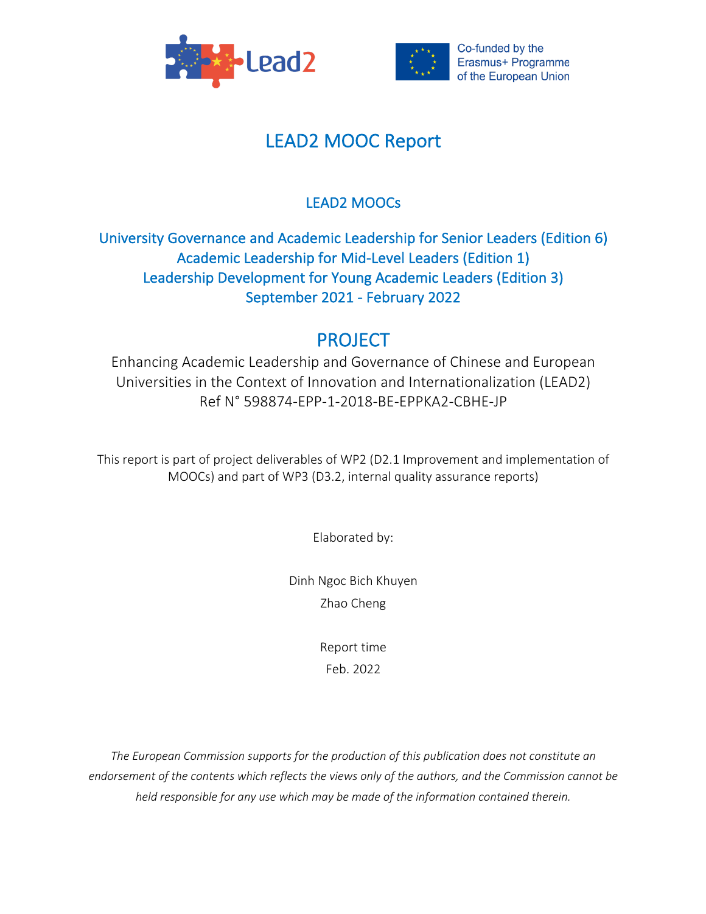Co-funded by the Erasmus+ Programme of the European Union

# LEAD2 MOOC Report

## LEAD2 MOOCs

### University Governance and Academic Leadership for Senior Leaders (Edition 6)
### Academic Leadership for Mid-Level Leaders (Edition 1)
### Leadership Development for Young Academic Leaders (Edition 3)
### September 2021 - February 2022

## PROJECT

Enhancing Academic Leadership and Governance of Chinese and European Universities in the Context of Innovation and Internationalization (LEAD2)
Ref N° 598874-EPP-1-2018-BE-EPPKA2-CBHE-JP

This report is part of project deliverables of WP2 (D2.1 Improvement and implementation of MOOCs) and part of WP3 (D3.2, internal quality assurance reports)

Elaborated by:

Dinh Ngoc Bich Khuyen

Zhao Cheng

Report time

Feb. 2022

*The European Commission supports for the production of this publication does not constitute an endorsement of the contents which reflects the views only of the authors, and the Commission cannot be held responsible for any use which may be made of the information contained therein.*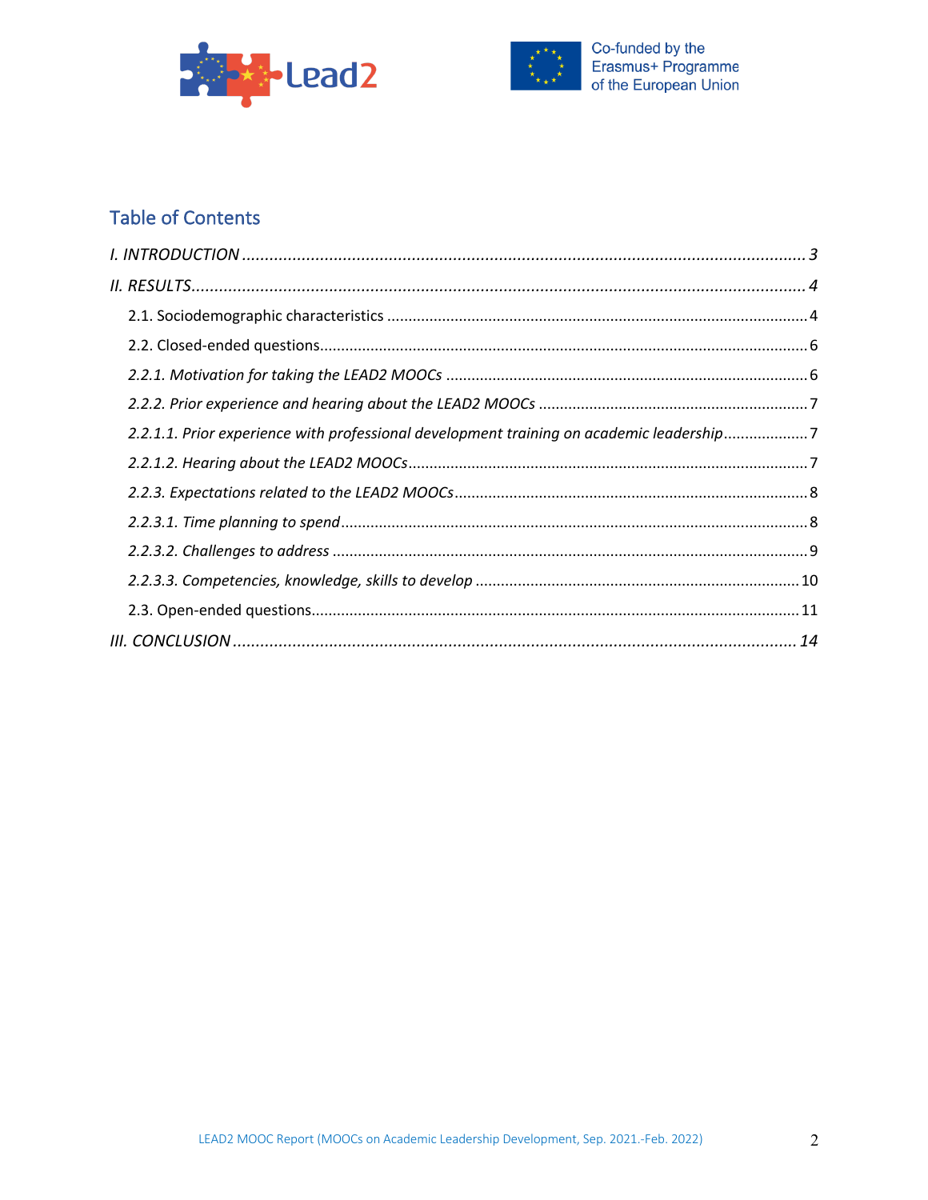## Table of Contents

*I. INTRODUCTION* ........................................................................................................ *3*

*II. RESULTS* ................................................................................................................ *4*

2.1. Sociodemographic characteristics ........................................................................ 4

2.2. Closed-ended questions ........................................................................................ 6

*2.2.1. Motivation for taking the LEAD2 MOOCs* ............................................................ 6

*2.2.2. Prior experience and hearing about the LEAD2 MOOCs* ...................................... 7

*2.2.1.1. Prior experience with professional development training on academic leadership* .......... 7

*2.2.1.2. Hearing about the LEAD2 MOOCs* ...................................................................... 7

*2.2.3. Expectations related to the LEAD2 MOOCs* .......................................................... 8

*2.2.3.1. Time planning to spend* ...................................................................................... 8

*2.2.3.2. Challenges to address* ........................................................................................ 9

*2.2.3.3. Competencies, knowledge, skills to develop* ..................................................... 10

2.3. Open-ended questions ......................................................................................... 11

*III. CONCLUSION* ........................................................................................................ *14*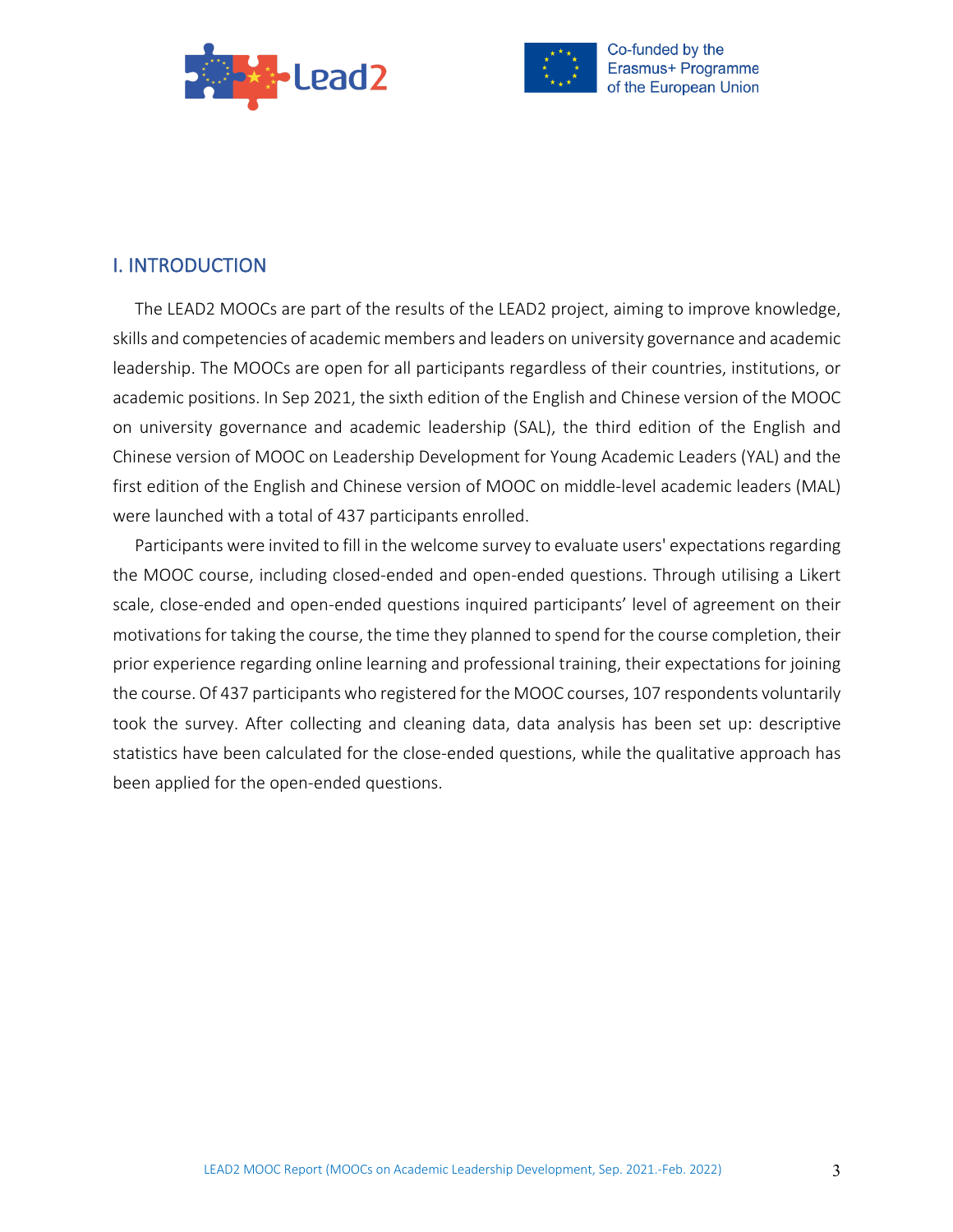## I. INTRODUCTION

The LEAD2 MOOCs are part of the results of the LEAD2 project, aiming to improve knowledge, skills and competencies of academic members and leaders on university governance and academic leadership. The MOOCs are open for all participants regardless of their countries, institutions, or academic positions. In Sep 2021, the sixth edition of the English and Chinese version of the MOOC on university governance and academic leadership (SAL), the third edition of the English and Chinese version of MOOC on Leadership Development for Young Academic Leaders (YAL) and the first edition of the English and Chinese version of MOOC on middle-level academic leaders (MAL) were launched with a total of 437 participants enrolled.

Participants were invited to fill in the welcome survey to evaluate users' expectations regarding the MOOC course, including closed-ended and open-ended questions. Through utilising a Likert scale, close-ended and open-ended questions inquired participants' level of agreement on their motivations for taking the course, the time they planned to spend for the course completion, their prior experience regarding online learning and professional training, their expectations for joining the course. Of 437 participants who registered for the MOOC courses, 107 respondents voluntarily took the survey. After collecting and cleaning data, data analysis has been set up: descriptive statistics have been calculated for the close-ended questions, while the qualitative approach has been applied for the open-ended questions.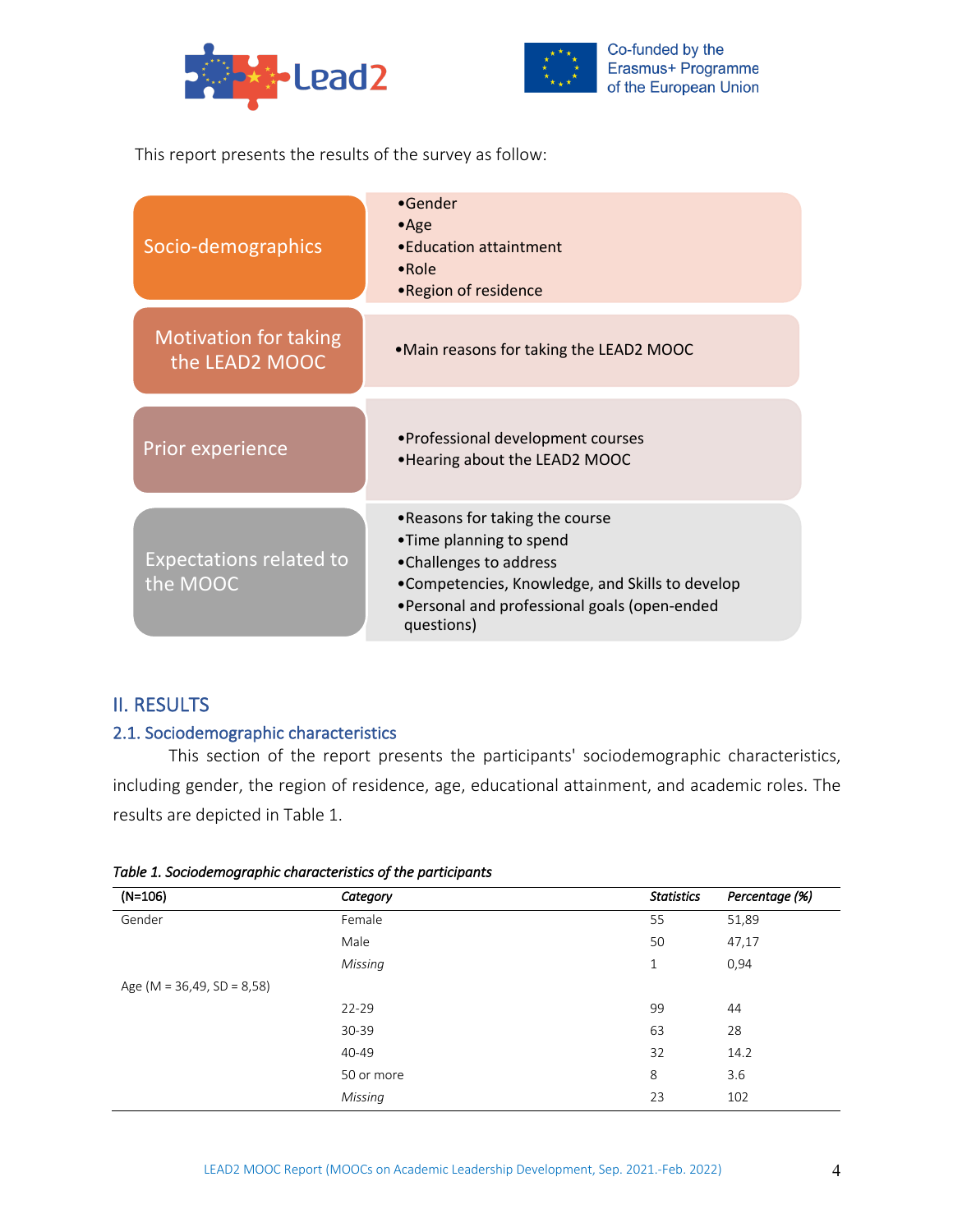This report presents the results of the survey as follow:

| | |
|---|---|
| Socio-demographics | •Gender<br>•Age<br>•Education attaintment<br>•Role<br>•Region of residence |
| Motivation for taking the LEAD2 MOOC | •Main reasons for taking the LEAD2 MOOC |
| Prior experience | •Professional development courses<br>•Hearing about the LEAD2 MOOC |
| Expectations related to the MOOC | •Reasons for taking the course<br>•Time planning to spend<br>•Challenges to address<br>•Competencies, Knowledge, and Skills to develop<br>•Personal and professional goals (open-ended questions) |

## II. RESULTS

### 2.1. Sociodemographic characteristics

This section of the report presents the participants' sociodemographic characteristics, including gender, the region of residence, age, educational attainment, and academic roles. The results are depicted in Table 1.

*Table 1. Sociodemographic characteristics of the participants*

| (N=106) | *Category* | *Statistics* | *Percentage (%)* |
|---|---|---|---|
| Gender | Female | 55 | 51,89 |
| | Male | 50 | 47,17 |
| | *Missing* | 1 | 0,94 |
| Age (M = 36,49, SD = 8,58) | | | |
| | 22-29 | 99 | 44 |
| | 30-39 | 63 | 28 |
| | 40-49 | 32 | 14.2 |
| | 50 or more | 8 | 3.6 |
| | *Missing* | 23 | 102 |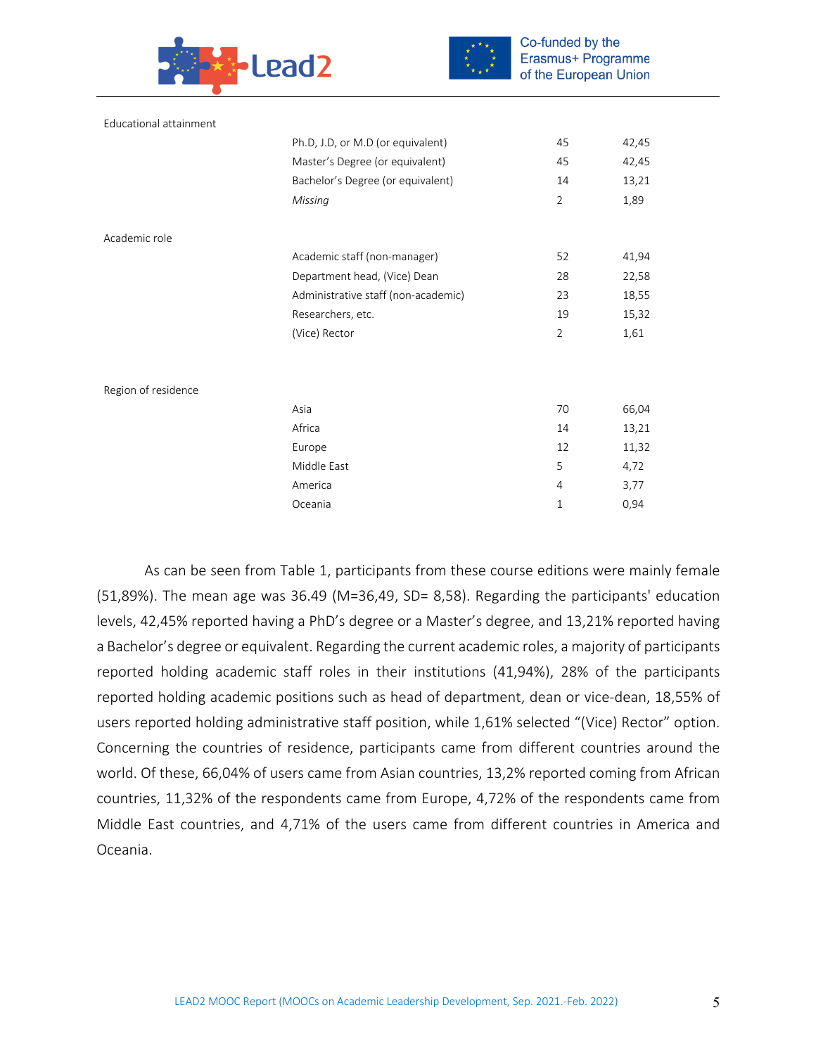| | | | |
|---|---|---|---|
| Educational attainment | | | |
| | Ph.D, J.D, or M.D (or equivalent) | 45 | 42,45 |
| | Master's Degree (or equivalent) | 45 | 42,45 |
| | Bachelor's Degree (or equivalent) | 14 | 13,21 |
| | *Missing* | 2 | 1,89 |
| Academic role | | | |
| | Academic staff (non-manager) | 52 | 41,94 |
| | Department head, (Vice) Dean | 28 | 22,58 |
| | Administrative staff (non-academic) | 23 | 18,55 |
| | Researchers, etc. | 19 | 15,32 |
| | (Vice) Rector | 2 | 1,61 |
| Region of residence | | | |
| | Asia | 70 | 66,04 |
| | Africa | 14 | 13,21 |
| | Europe | 12 | 11,32 |
| | Middle East | 5 | 4,72 |
| | America | 4 | 3,77 |
| | Oceania | 1 | 0,94 |

As can be seen from Table 1, participants from these course editions were mainly female (51,89%). The mean age was 36.49 (M=36,49, SD= 8,58). Regarding the participants' education levels, 42,45% reported having a PhD's degree or a Master's degree, and 13,21% reported having a Bachelor's degree or equivalent. Regarding the current academic roles, a majority of participants reported holding academic staff roles in their institutions (41,94%), 28% of the participants reported holding academic positions such as head of department, dean or vice-dean, 18,55% of users reported holding administrative staff position, while 1,61% selected "(Vice) Rector" option. Concerning the countries of residence, participants came from different countries around the world. Of these, 66,04% of users came from Asian countries, 13,2% reported coming from African countries, 11,32% of the respondents came from Europe, 4,72% of the respondents came from Middle East countries, and 4,71% of the users came from different countries in America and Oceania.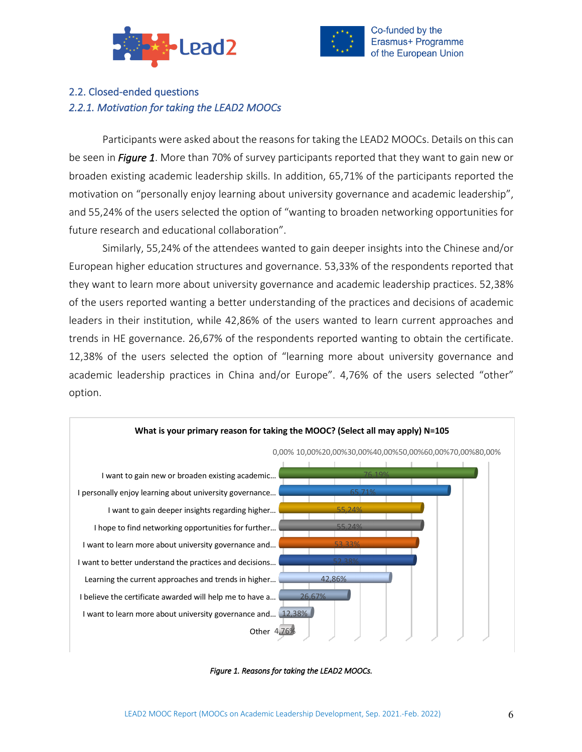## 2.2. Closed-ended questions

### *2.2.1. Motivation for taking the LEAD2 MOOCs*

Participants were asked about the reasons for taking the LEAD2 MOOCs. Details on this can be seen in ***Figure 1***. More than 70% of survey participants reported that they want to gain new or broaden existing academic leadership skills. In addition, 65,71% of the participants reported the motivation on "personally enjoy learning about university governance and academic leadership", and 55,24% of the users selected the option of "wanting to broaden networking opportunities for future research and educational collaboration".

Similarly, 55,24% of the attendees wanted to gain deeper insights into the Chinese and/or European higher education structures and governance. 53,33% of the respondents reported that they want to learn more about university governance and academic leadership practices. 52,38% of the users reported wanting a better understanding of the practices and decisions of academic leaders in their institution, while 42,86% of the users wanted to learn current approaches and trends in HE governance. 26,67% of the respondents reported wanting to obtain the certificate. 12,38% of the users selected the option of "learning more about university governance and academic leadership practices in China and/or Europe". 4,76% of the users selected "other" option.

**What is your primary reason for taking the MOOC? (Select all may apply) N=105**

| Reason | Percentage |
|---|---|
| I want to gain new or broaden existing academic... | 76,19% |
| I personally enjoy learning about university governance... | 65,71% |
| I want to gain deeper insights regarding higher... | 55,24% |
| I hope to find networking opportunities for further... | 55,24% |
| I want to learn more about university governance and... | 53,33% |
| I want to better understand the practices and decisions... | 52,38% |
| Learning the current approaches and trends in higher... | 42,86% |
| I believe the certificate awarded will help me to have a... | 26,67% |
| I want to learn more about university governance and... | 12,38% |
| Other | 4,76% |

*Figure 1. Reasons for taking the LEAD2 MOOCs.*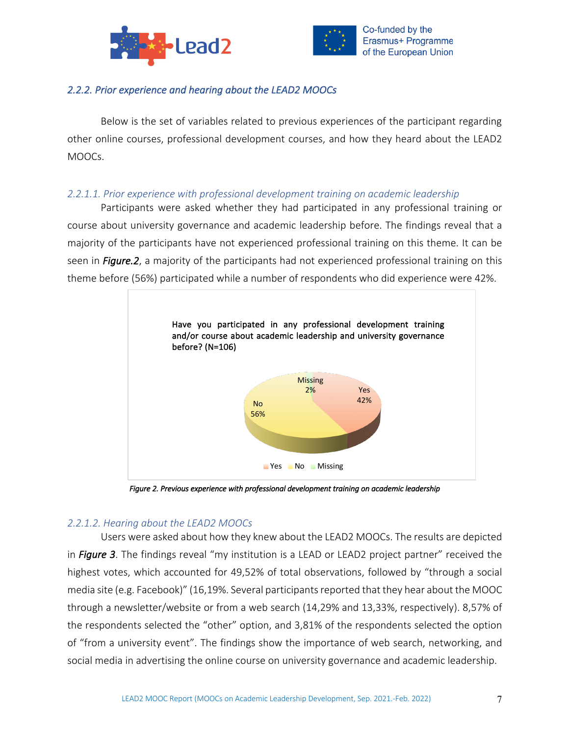### *2.2.2. Prior experience and hearing about the LEAD2 MOOCs*

Below is the set of variables related to previous experiences of the participant regarding other online courses, professional development courses, and how they heard about the LEAD2 MOOCs.

#### *2.2.1.1. Prior experience with professional development training on academic leadership*

Participants were asked whether they had participated in any professional training or course about university governance and academic leadership before. The findings reveal that a majority of the participants have not experienced professional training on this theme. It can be seen in ***Figure.2***, a majority of the participants had not experienced professional training on this theme before (56%) participated while a number of respondents who did experience were 42%.

Have you participated in any professional development training and/or course about academic leadership and university governance before? (N=106)

| Response | Percentage |
| --- | --- |
| Yes | 42% |
| No | 56% |
| Missing | 2% |

*Figure 2. Previous experience with professional development training on academic leadership*

#### *2.2.1.2. Hearing about the LEAD2 MOOCs*

Users were asked about how they knew about the LEAD2 MOOCs. The results are depicted in ***Figure 3***. The findings reveal "my institution is a LEAD or LEAD2 project partner" received the highest votes, which accounted for 49,52% of total observations, followed by "through a social media site (e.g. Facebook)" (16,19%. Several participants reported that they hear about the MOOC through a newsletter/website or from a web search (14,29% and 13,33%, respectively). 8,57% of the respondents selected the "other" option, and 3,81% of the respondents selected the option of "from a university event". The findings show the importance of web search, networking, and social media in advertising the online course on university governance and academic leadership.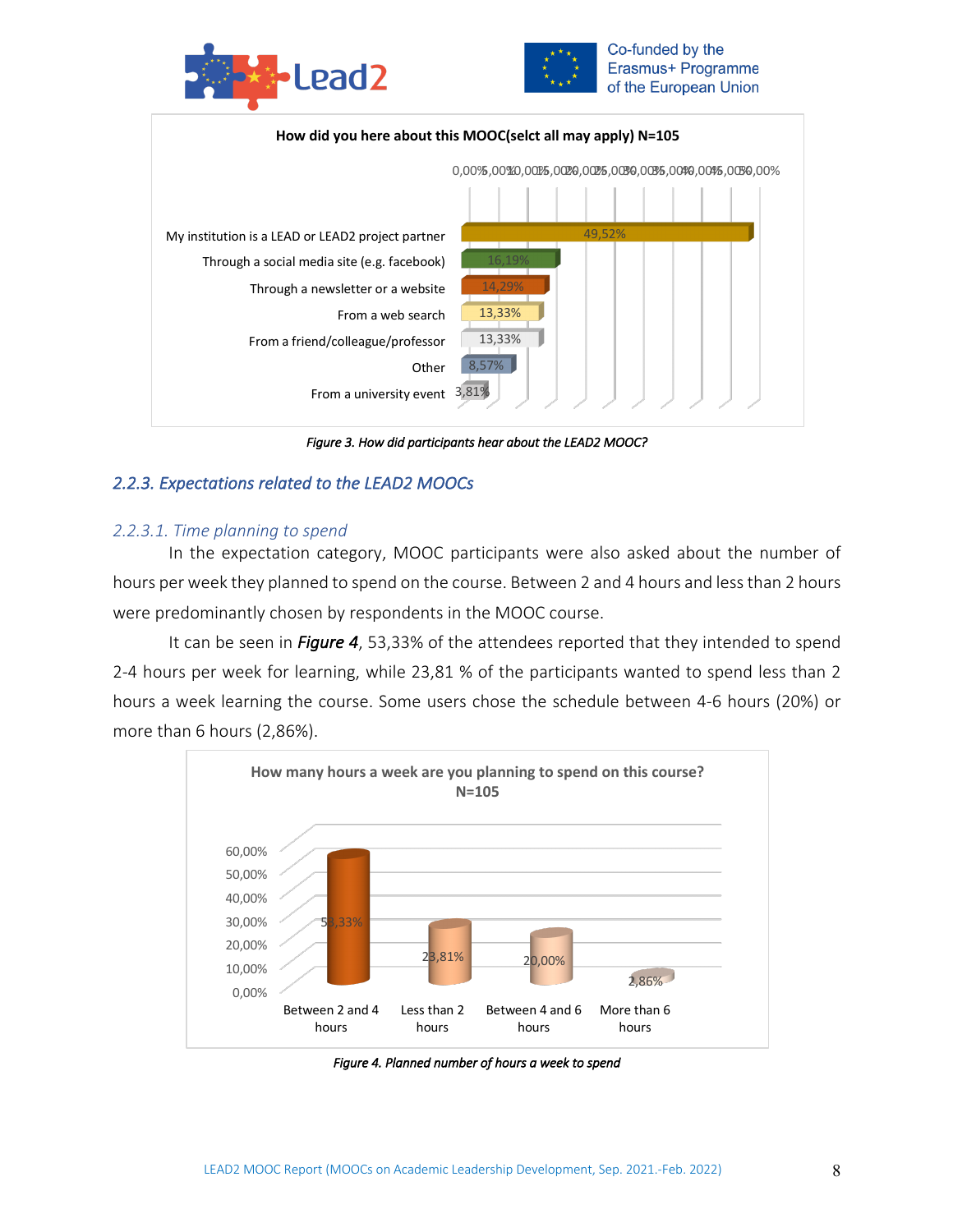**How did you here about this MOOC(selct all may apply) N=105**

| Source | Percentage |
|---|---|
| My institution is a LEAD or LEAD2 project partner | 49,52% |
| Through a social media site (e.g. facebook) | 16,19% |
| Through a newsletter or a website | 14,29% |
| From a web search | 13,33% |
| From a friend/colleague/professor | 13,33% |
| Other | 8,57% |
| From a university event | 3,81% |

*Figure 3. How did participants hear about the LEAD2 MOOC?*

### *2.2.3. Expectations related to the LEAD2 MOOCs*

#### *2.2.3.1. Time planning to spend*

In the expectation category, MOOC participants were also asked about the number of hours per week they planned to spend on the course. Between 2 and 4 hours and less than 2 hours were predominantly chosen by respondents in the MOOC course.

It can be seen in ***Figure 4***, 53,33% of the attendees reported that they intended to spend 2-4 hours per week for learning, while 23,81 % of the participants wanted to spend less than 2 hours a week learning the course. Some users chose the schedule between 4-6 hours (20%) or more than 6 hours (2,86%).

**How many hours a week are you planning to spend on this course? N=105**

| Hours | Percentage |
|---|---|
| Between 2 and 4 hours | 53,33% |
| Less than 2 hours | 23,81% |
| Between 4 and 6 hours | 20,00% |
| More than 6 hours | 2,86% |

*Figure 4. Planned number of hours a week to spend*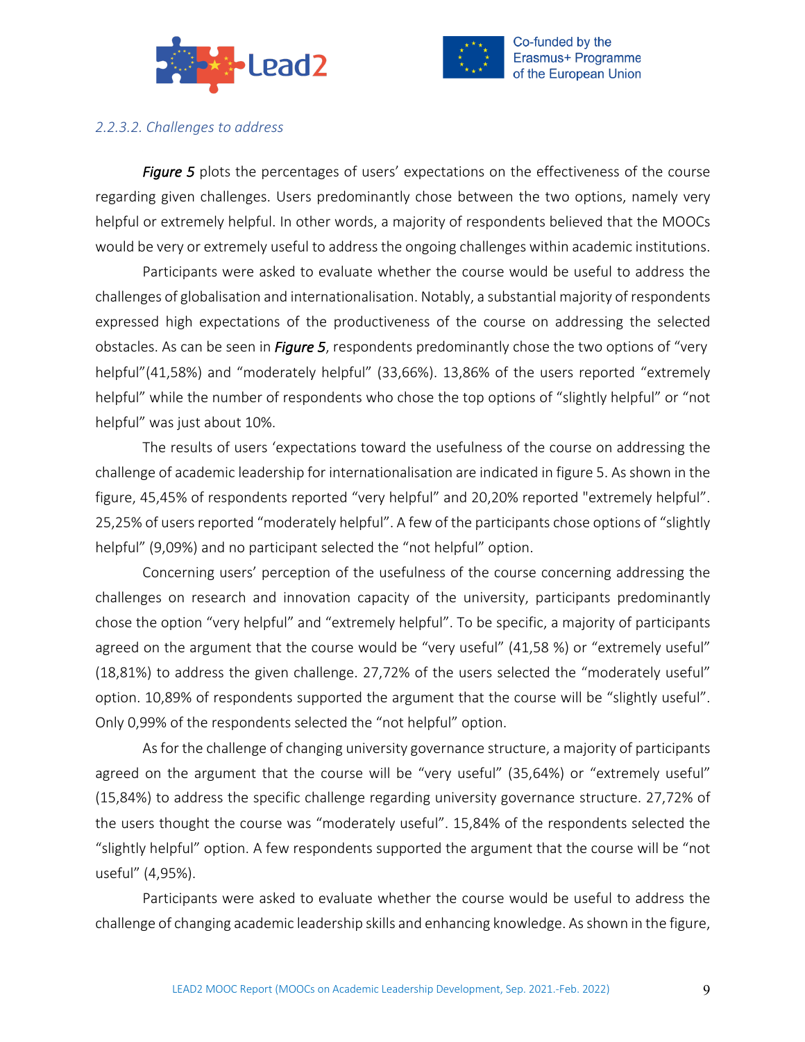#### *2.2.3.2. Challenges to address*

***Figure 5*** plots the percentages of users' expectations on the effectiveness of the course regarding given challenges. Users predominantly chose between the two options, namely very helpful or extremely helpful. In other words, a majority of respondents believed that the MOOCs would be very or extremely useful to address the ongoing challenges within academic institutions.

Participants were asked to evaluate whether the course would be useful to address the challenges of globalisation and internationalisation. Notably, a substantial majority of respondents expressed high expectations of the productiveness of the course on addressing the selected obstacles. As can be seen in ***Figure 5***, respondents predominantly chose the two options of "very helpful"(41,58%) and "moderately helpful" (33,66%). 13,86% of the users reported "extremely helpful" while the number of respondents who chose the top options of "slightly helpful" or "not helpful" was just about 10%.

The results of users 'expectations toward the usefulness of the course on addressing the challenge of academic leadership for internationalisation are indicated in figure 5. As shown in the figure, 45,45% of respondents reported "very helpful" and 20,20% reported "extremely helpful". 25,25% of users reported "moderately helpful". A few of the participants chose options of "slightly helpful" (9,09%) and no participant selected the "not helpful" option.

Concerning users' perception of the usefulness of the course concerning addressing the challenges on research and innovation capacity of the university, participants predominantly chose the option "very helpful" and "extremely helpful". To be specific, a majority of participants agreed on the argument that the course would be "very useful" (41,58 %) or "extremely useful" (18,81%) to address the given challenge. 27,72% of the users selected the "moderately useful" option. 10,89% of respondents supported the argument that the course will be "slightly useful". Only 0,99% of the respondents selected the "not helpful" option.

As for the challenge of changing university governance structure, a majority of participants agreed on the argument that the course will be "very useful" (35,64%) or "extremely useful" (15,84%) to address the specific challenge regarding university governance structure. 27,72% of the users thought the course was "moderately useful". 15,84% of the respondents selected the "slightly helpful" option. A few respondents supported the argument that the course will be "not useful" (4,95%).

Participants were asked to evaluate whether the course would be useful to address the challenge of changing academic leadership skills and enhancing knowledge. As shown in the figure,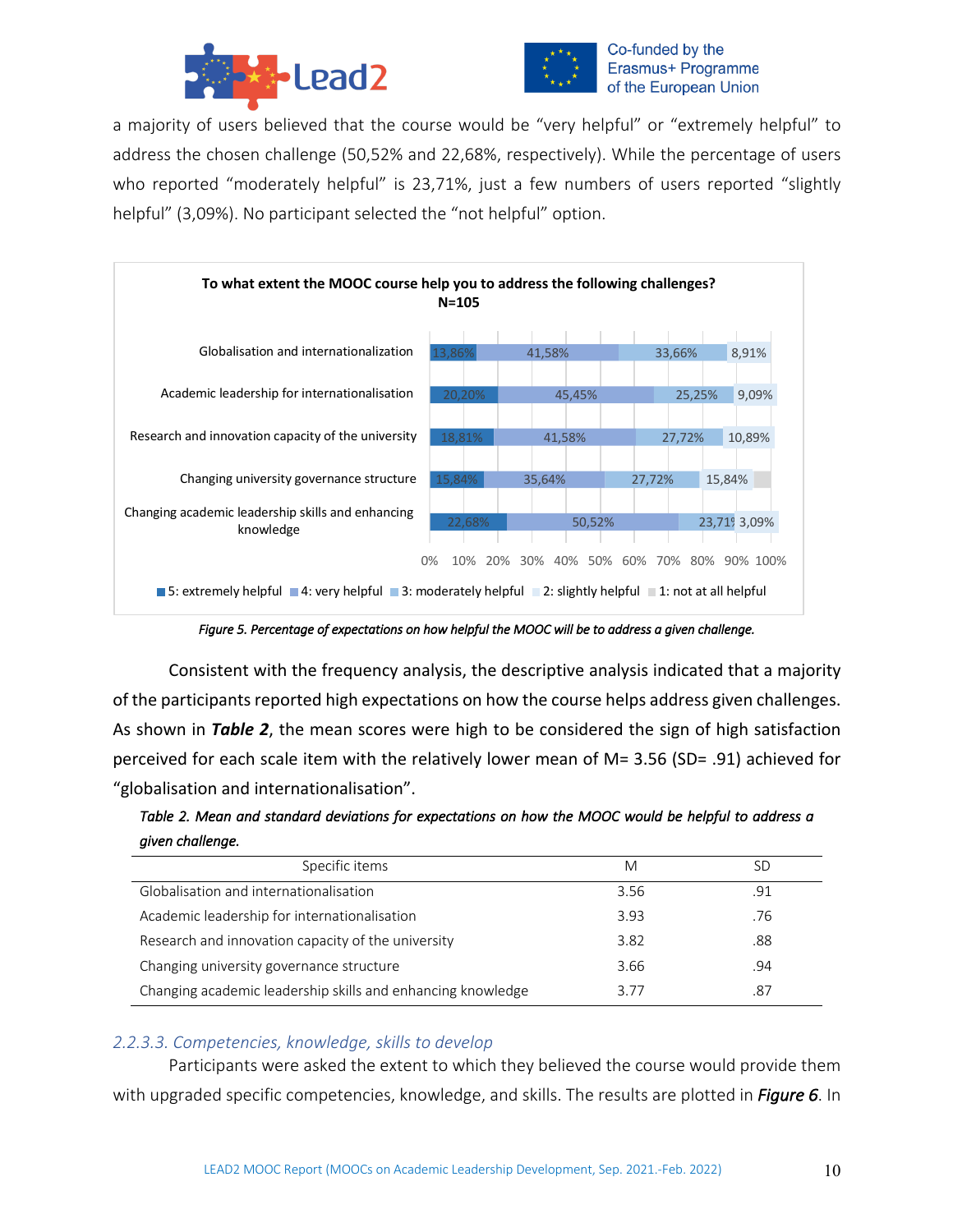a majority of users believed that the course would be "very helpful" or "extremely helpful" to address the chosen challenge (50,52% and 22,68%, respectively). While the percentage of users who reported "moderately helpful" is 23,71%, just a few numbers of users reported "slightly helpful" (3,09%). No participant selected the "not helpful" option.

**To what extent the MOOC course help you to address the following challenges?**
**N=105**

| | 5: extremely helpful | 4: very helpful | 3: moderately helpful | 2: slightly helpful | 1: not at all helpful |
|---|---|---|---|---|---|
| Globalisation and internationalization | 13,86% | 41,58% | 33,66% | 8,91% | |
| Academic leadership for internationalisation | 20,20% | 45,45% | 25,25% | 9,09% | |
| Research and innovation capacity of the university | 18,81% | 41,58% | 27,72% | 10,89% | |
| Changing university governance structure | 15,84% | 35,64% | 27,72% | 15,84% | |
| Changing academic leadership skills and enhancing knowledge | 22,68% | 50,52% | 23,71% | 3,09% | |

*Figure 5. Percentage of expectations on how helpful the MOOC will be to address a given challenge.*

Consistent with the frequency analysis, the descriptive analysis indicated that a majority of the participants reported high expectations on how the course helps address given challenges. As shown in ***Table 2***, the mean scores were high to be considered the sign of high satisfaction perceived for each scale item with the relatively lower mean of M= 3.56 (SD= .91) achieved for "globalisation and internationalisation".

*Table 2. Mean and standard deviations for expectations on how the MOOC would be helpful to address a given challenge.*

| Specific items | M | SD |
|---|---|---|
| Globalisation and internationalisation | 3.56 | .91 |
| Academic leadership for internationalisation | 3.93 | .76 |
| Research and innovation capacity of the university | 3.82 | .88 |
| Changing university governance structure | 3.66 | .94 |
| Changing academic leadership skills and enhancing knowledge | 3.77 | .87 |

### *2.2.3.3. Competencies, knowledge, skills to develop*

Participants were asked the extent to which they believed the course would provide them with upgraded specific competencies, knowledge, and skills. The results are plotted in ***Figure 6***. In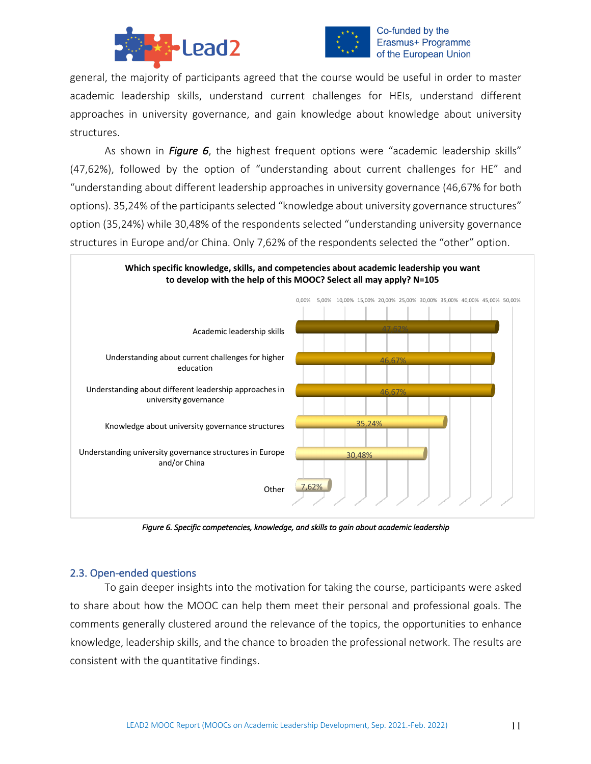general, the majority of participants agreed that the course would be useful in order to master academic leadership skills, understand current challenges for HEIs, understand different approaches in university governance, and gain knowledge about knowledge about university structures.

As shown in ***Figure 6***, the highest frequent options were "academic leadership skills" (47,62%), followed by the option of "understanding about current challenges for HE" and "understanding about different leadership approaches in university governance (46,67% for both options). 35,24% of the participants selected "knowledge about university governance structures" option (35,24%) while 30,48% of the respondents selected "understanding university governance structures in Europe and/or China. Only 7,62% of the respondents selected the "other" option.

**Which specific knowledge, skills, and competencies about academic leadership you want to develop with the help of this MOOC? Select all may apply? N=105**

| Option | Percentage |
|---|---|
| Academic leadership skills | 47,62% |
| Understanding about current challenges for higher education | 46,67% |
| Understanding about different leadership approaches in university governance | 46,67% |
| Knowledge about university governance structures | 35,24% |
| Understanding university governance structures in Europe and/or China | 30,48% |
| Other | 7,62% |

*Figure 6. Specific competencies, knowledge, and skills to gain about academic leadership*

## 2.3. Open-ended questions

To gain deeper insights into the motivation for taking the course, participants were asked to share about how the MOOC can help them meet their personal and professional goals. The comments generally clustered around the relevance of the topics, the opportunities to enhance knowledge, leadership skills, and the chance to broaden the professional network. The results are consistent with the quantitative findings.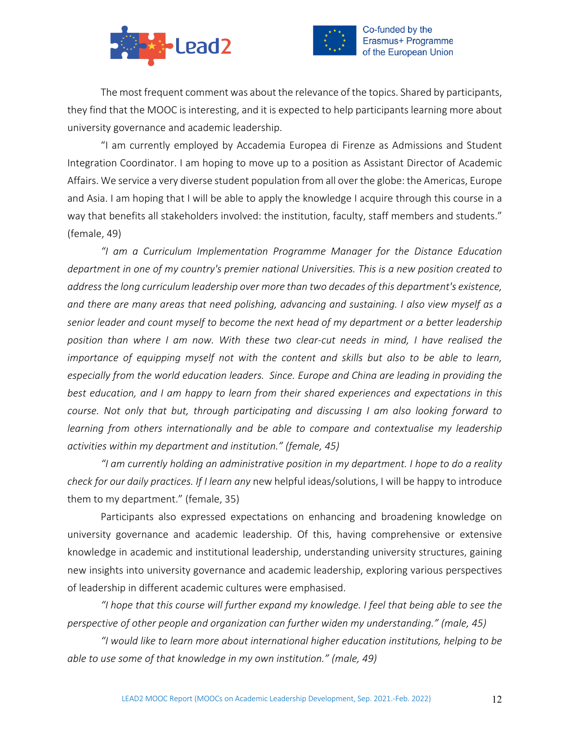The most frequent comment was about the relevance of the topics. Shared by participants, they find that the MOOC is interesting, and it is expected to help participants learning more about university governance and academic leadership.

"I am currently employed by Accademia Europea di Firenze as Admissions and Student Integration Coordinator. I am hoping to move up to a position as Assistant Director of Academic Affairs. We service a very diverse student population from all over the globe: the Americas, Europe and Asia. I am hoping that I will be able to apply the knowledge I acquire through this course in a way that benefits all stakeholders involved: the institution, faculty, staff members and students." (female, 49)

*"I am a Curriculum Implementation Programme Manager for the Distance Education department in one of my country's premier national Universities. This is a new position created to address the long curriculum leadership over more than two decades of this department's existence, and there are many areas that need polishing, advancing and sustaining. I also view myself as a senior leader and count myself to become the next head of my department or a better leadership position than where I am now. With these two clear-cut needs in mind, I have realised the importance of equipping myself not with the content and skills but also to be able to learn, especially from the world education leaders. Since. Europe and China are leading in providing the best education, and I am happy to learn from their shared experiences and expectations in this course. Not only that but, through participating and discussing I am also looking forward to learning from others internationally and be able to compare and contextualise my leadership activities within my department and institution." (female, 45)*

*"I am currently holding an administrative position in my department. I hope to do a reality check for our daily practices. If I learn any* new helpful ideas/solutions, I will be happy to introduce them to my department." (female, 35)

Participants also expressed expectations on enhancing and broadening knowledge on university governance and academic leadership. Of this, having comprehensive or extensive knowledge in academic and institutional leadership, understanding university structures, gaining new insights into university governance and academic leadership, exploring various perspectives of leadership in different academic cultures were emphasised.

*"I hope that this course will further expand my knowledge. I feel that being able to see the perspective of other people and organization can further widen my understanding." (male, 45)*

*"I would like to learn more about international higher education institutions, helping to be able to use some of that knowledge in my own institution." (male, 49)*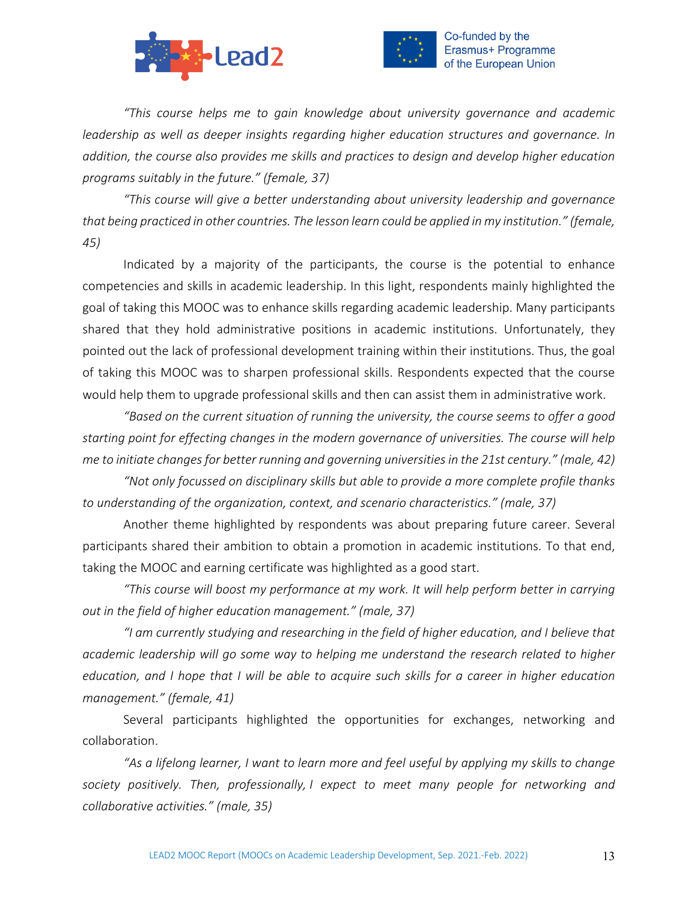*"This course helps me to gain knowledge about university governance and academic leadership as well as deeper insights regarding higher education structures and governance. In addition, the course also provides me skills and practices to design and develop higher education programs suitably in the future." (female, 37)*

*"This course will give a better understanding about university leadership and governance that being practiced in other countries. The lesson learn could be applied in my institution." (female, 45)*

Indicated by a majority of the participants, the course is the potential to enhance competencies and skills in academic leadership. In this light, respondents mainly highlighted the goal of taking this MOOC was to enhance skills regarding academic leadership. Many participants shared that they hold administrative positions in academic institutions. Unfortunately, they pointed out the lack of professional development training within their institutions. Thus, the goal of taking this MOOC was to sharpen professional skills. Respondents expected that the course would help them to upgrade professional skills and then can assist them in administrative work.

*"Based on the current situation of running the university, the course seems to offer a good starting point for effecting changes in the modern governance of universities. The course will help me to initiate changes for better running and governing universities in the 21st century." (male, 42)*

*"Not only focussed on disciplinary skills but able to provide a more complete profile thanks to understanding of the organization, context, and scenario characteristics." (male, 37)*

Another theme highlighted by respondents was about preparing future career. Several participants shared their ambition to obtain a promotion in academic institutions. To that end, taking the MOOC and earning certificate was highlighted as a good start.

*"This course will boost my performance at my work. It will help perform better in carrying out in the field of higher education management." (male, 37)*

*"I am currently studying and researching in the field of higher education, and I believe that academic leadership will go some way to helping me understand the research related to higher education, and I hope that I will be able to acquire such skills for a career in higher education management." (female, 41)*

Several participants highlighted the opportunities for exchanges, networking and collaboration.

*"As a lifelong learner, I want to learn more and feel useful by applying my skills to change society positively. Then, professionally, I expect to meet many people for networking and collaborative activities." (male, 35)*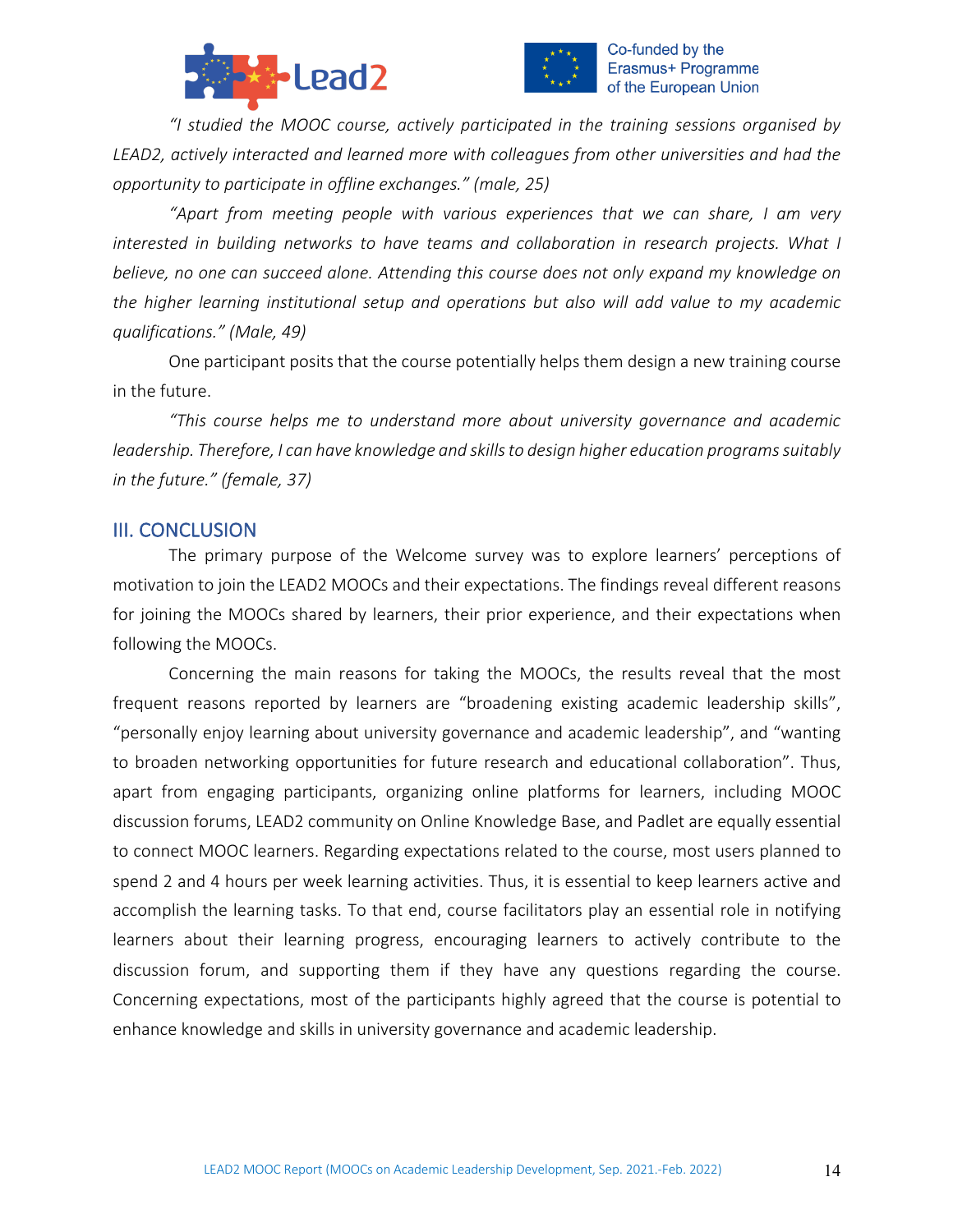*"I studied the MOOC course, actively participated in the training sessions organised by LEAD2, actively interacted and learned more with colleagues from other universities and had the opportunity to participate in offline exchanges." (male, 25)*

*"Apart from meeting people with various experiences that we can share, I am very interested in building networks to have teams and collaboration in research projects. What I believe, no one can succeed alone. Attending this course does not only expand my knowledge on the higher learning institutional setup and operations but also will add value to my academic qualifications." (Male, 49)*

One participant posits that the course potentially helps them design a new training course in the future.

*"This course helps me to understand more about university governance and academic leadership. Therefore, I can have knowledge and skills to design higher education programs suitably in the future." (female, 37)*

## III. CONCLUSION

The primary purpose of the Welcome survey was to explore learners' perceptions of motivation to join the LEAD2 MOOCs and their expectations. The findings reveal different reasons for joining the MOOCs shared by learners, their prior experience, and their expectations when following the MOOCs.

Concerning the main reasons for taking the MOOCs, the results reveal that the most frequent reasons reported by learners are "broadening existing academic leadership skills", "personally enjoy learning about university governance and academic leadership", and "wanting to broaden networking opportunities for future research and educational collaboration". Thus, apart from engaging participants, organizing online platforms for learners, including MOOC discussion forums, LEAD2 community on Online Knowledge Base, and Padlet are equally essential to connect MOOC learners. Regarding expectations related to the course, most users planned to spend 2 and 4 hours per week learning activities. Thus, it is essential to keep learners active and accomplish the learning tasks. To that end, course facilitators play an essential role in notifying learners about their learning progress, encouraging learners to actively contribute to the discussion forum, and supporting them if they have any questions regarding the course. Concerning expectations, most of the participants highly agreed that the course is potential to enhance knowledge and skills in university governance and academic leadership.